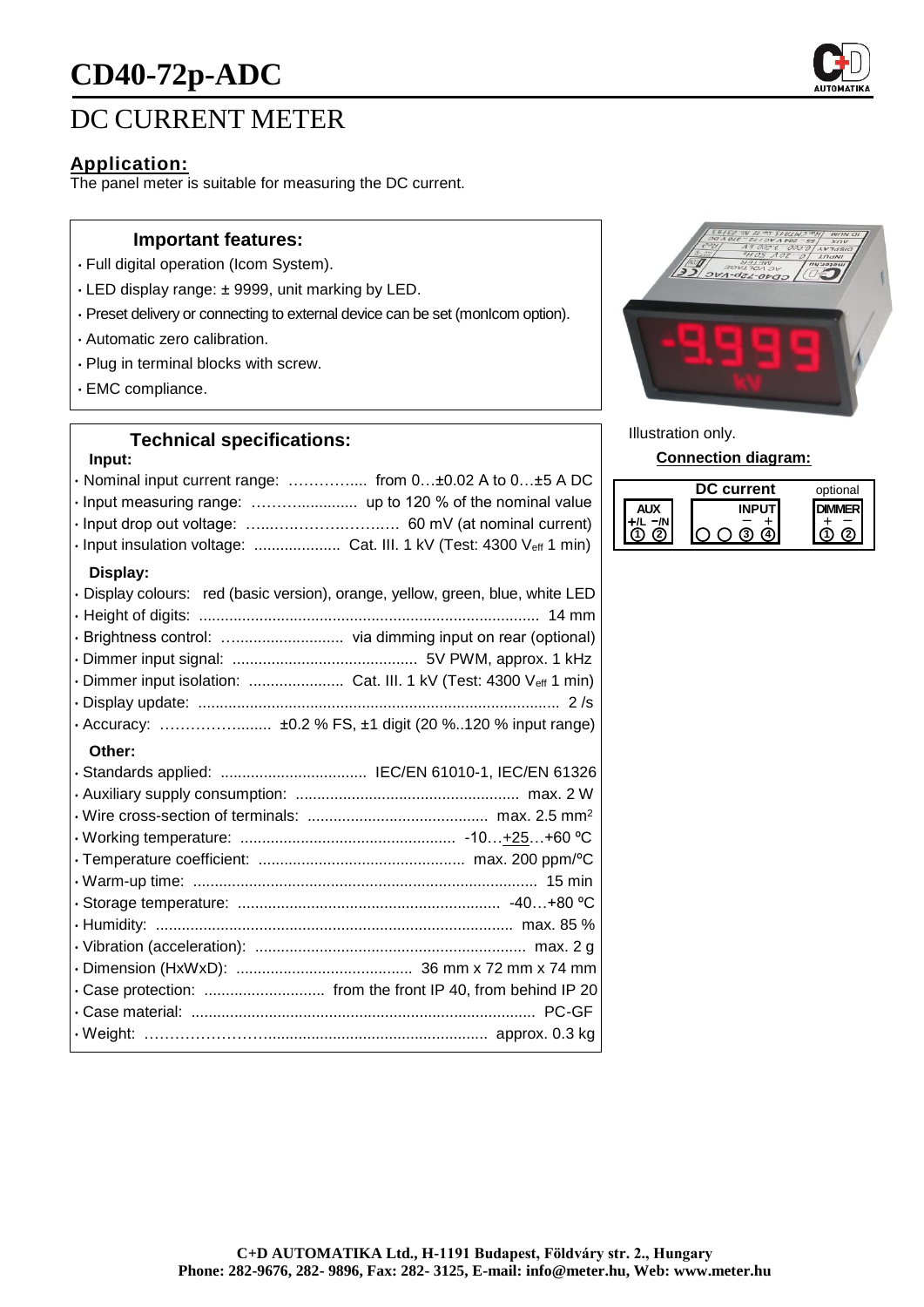# CD40-72p-ADC

## DC CURRENT METER

### Application:

The panel meter is suitable for measuring the DC current.

### Important features:

- Full digital operation (Icom System).
- LED display range: ± 9999, unit marking by LED.
- Preset delivery or connecting to external device can be set (monIcom option).
- Automatic zero calibration.
- Plug in terminal blocks with screw.
- EMC compliance.

Illustration only.

**Connection diagram:**

| AUX | DC current INPUT | optional DIMMER |
|---|---|---|
| +/L −/N | − + | + − |
| ① ② | ○ ○ ③ ④ | ① ② |

### Technical specifications:

**Input:**

- Nominal input current range: ……………..... from 0…±0.02 A to 0…±5 A DC
- Input measuring range: ……….............. up to 120 % of the nominal value
- Input drop out voltage: …..…………….……. 60 mV (at nominal current)
- Input insulation voltage: .................... Cat. III. 1 kV (Test: 4300 $V_{eff}$ 1 min)

**Display:**

- Display colours: red (basic version), orange, yellow, green, blue, white LED
- Height of digits: ............................................................................... 14 mm
- Brightness control: …......................... via dimming input on rear (optional)
- Dimmer input signal: ........................................... 5V PWM, approx. 1 kHz
- Dimmer input isolation: ...................... Cat. III. 1 kV (Test: 4300 $V_{eff}$ 1 min)
- Display update: .................................................................................... 2 /s
- Accuracy: ……………......... ±0.2 % FS, ±1 digit (20 %..120 % input range)

**Other:**

- Standards applied: .................................. IEC/EN 61010-1, IEC/EN 61326
- Auxiliary supply consumption: .................................................... max. 2 W
- Wire cross-section of terminals: .......................................... max. 2.5 mm²
- Working temperature: .................................................. -10…+25…+60 ºC
- Temperature coefficient: ................................................ max. 200 ppm/ºC
- Warm-up time: ................................................................................ 15 min
- Storage temperature: ............................................................ -40…+80 ºC
- Humidity: ................................................................................... max. 85 %
- Vibration (acceleration): ............................................................... max. 2 g
- Dimension (HxWxD): ......................................... 36 mm x 72 mm x 74 mm
- Case protection: ............................ from the front IP 40, from behind IP 20
- Case material: ................................................................................ PC-GF
- Weight: ……………………….................................................. approx. 0.3 kg

**C+D AUTOMATIKA Ltd., H-1191 Budapest, Földváry str. 2., Hungary**
**Phone: 282-9676, 282- 9896, Fax: 282- 3125, E-mail: info@meter.hu, Web: www.meter.hu**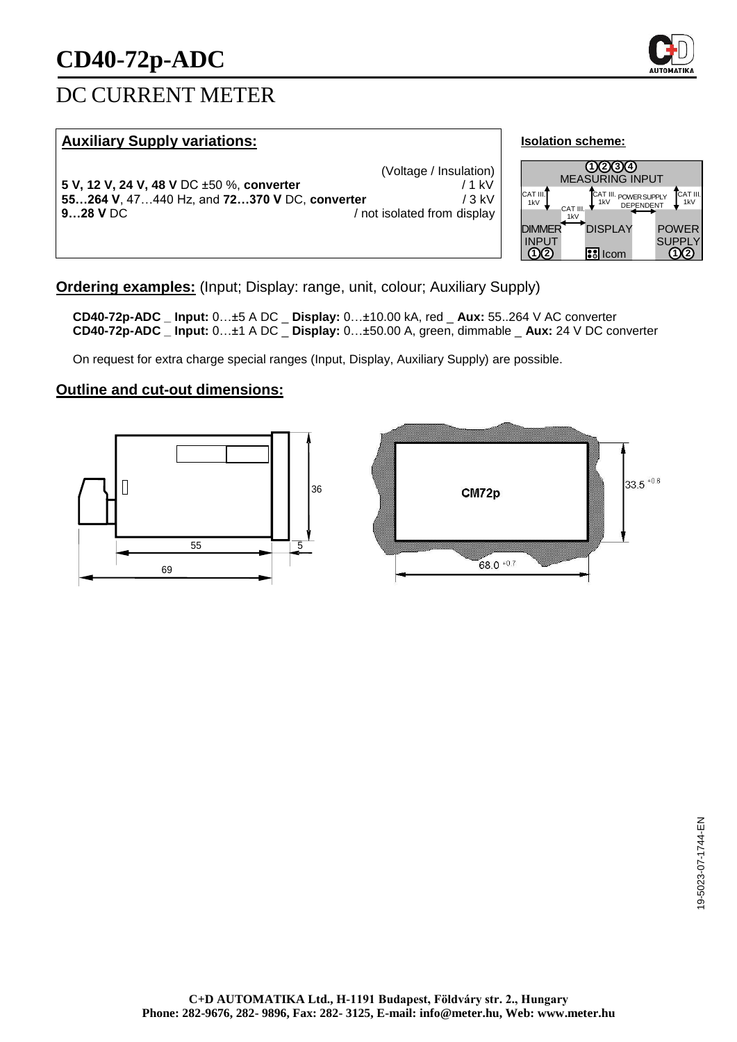# CD40-72p-ADC

## DC CURRENT METER

**Auxiliary Supply variations:**

| | (Voltage / Insulation) |
|---|---|
| **5 V, 12 V, 24 V, 48 V** DC ±50 %, **converter** | / 1 kV |
| **55…264 V**, 47…440 Hz, and **72…370 V** DC, **converter** | / 3 kV |
| **9…28 V** DC | / not isolated from display |

**Isolation scheme:**

①②③④
MEASURING INPUT
CAT III. 1kV
CAT III. 1kV
CAT III. 1kV
POWER SUPPLY DEPENDENT
CAT III. 1kV
DIMMER INPUT ①②
DISPLAY
Icom
POWER SUPPLY ①②

**Ordering examples:** (Input; Display: range, unit, colour; Auxiliary Supply)

**CD40-72p-ADC _ Input:** 0…±5 A DC _ **Display:** 0…±10.00 kA, red _ **Aux:** 55..264 V AC converter
**CD40-72p-ADC _ Input:** 0…±1 A DC _ **Display:** 0…±50.00 A, green, dimmable _ **Aux:** 24 V DC converter

On request for extra charge special ranges (Input, Display, Auxiliary Supply) are possible.

**Outline and cut-out dimensions:**

36
55
5
69

CM72p
33.5 +0.8
68.0 +0.7

19-5023-07-1744-EN

C+D AUTOMATIKA Ltd., H-1191 Budapest, Földváry str. 2., Hungary
Phone: 282-9676, 282- 9896, Fax: 282- 3125, E-mail: info@meter.hu, Web: www.meter.hu